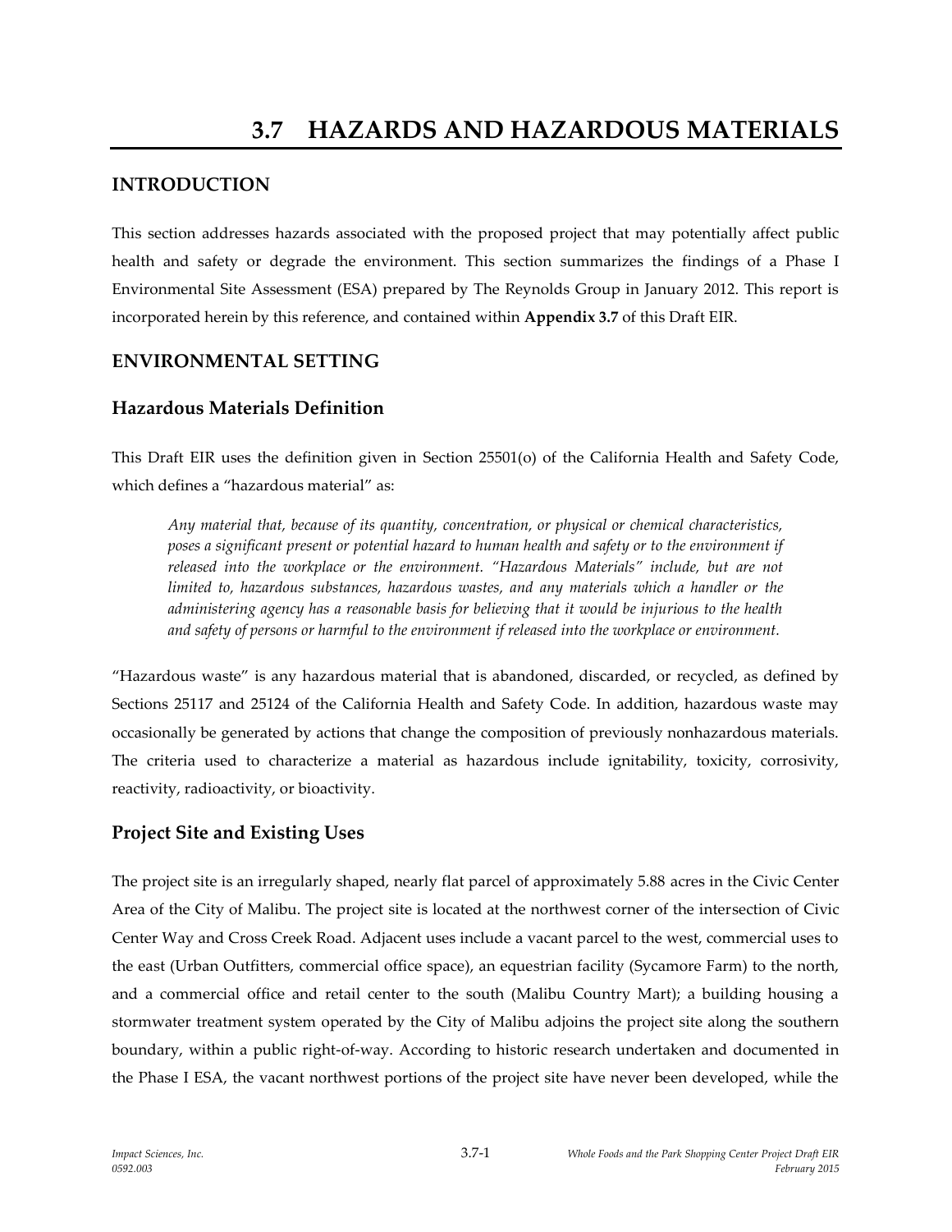# 3.7 HAZARDS AND HAZARDOUS MATERIALS

## INTRODUCTION

This section addresses hazards associated with the proposed project that may potentially affect public health and safety or degrade the environment. This section summarizes the findings of a Phase I Environmental Site Assessment (ESA) prepared by The Reynolds Group in January 2012. This report is incorporated herein by this reference, and contained within **Appendix 3.7** of this Draft EIR.

## ENVIRONMENTAL SETTING

### Hazardous Materials Definition

This Draft EIR uses the definition given in Section 25501(o) of the California Health and Safety Code, which defines a "hazardous material" as:

> *Any material that, because of its quantity, concentration, or physical or chemical characteristics, poses a significant present or potential hazard to human health and safety or to the environment if released into the workplace or the environment. "Hazardous Materials" include, but are not limited to, hazardous substances, hazardous wastes, and any materials which a handler or the administering agency has a reasonable basis for believing that it would be injurious to the health and safety of persons or harmful to the environment if released into the workplace or environment.*

"Hazardous waste" is any hazardous material that is abandoned, discarded, or recycled, as defined by Sections 25117 and 25124 of the California Health and Safety Code. In addition, hazardous waste may occasionally be generated by actions that change the composition of previously nonhazardous materials. The criteria used to characterize a material as hazardous include ignitability, toxicity, corrosivity, reactivity, radioactivity, or bioactivity.

### Project Site and Existing Uses

The project site is an irregularly shaped, nearly flat parcel of approximately 5.88 acres in the Civic Center Area of the City of Malibu. The project site is located at the northwest corner of the intersection of Civic Center Way and Cross Creek Road. Adjacent uses include a vacant parcel to the west, commercial uses to the east (Urban Outfitters, commercial office space), an equestrian facility (Sycamore Farm) to the north, and a commercial office and retail center to the south (Malibu Country Mart); a building housing a stormwater treatment system operated by the City of Malibu adjoins the project site along the southern boundary, within a public right-of-way. According to historic research undertaken and documented in the Phase I ESA, the vacant northwest portions of the project site have never been developed, while the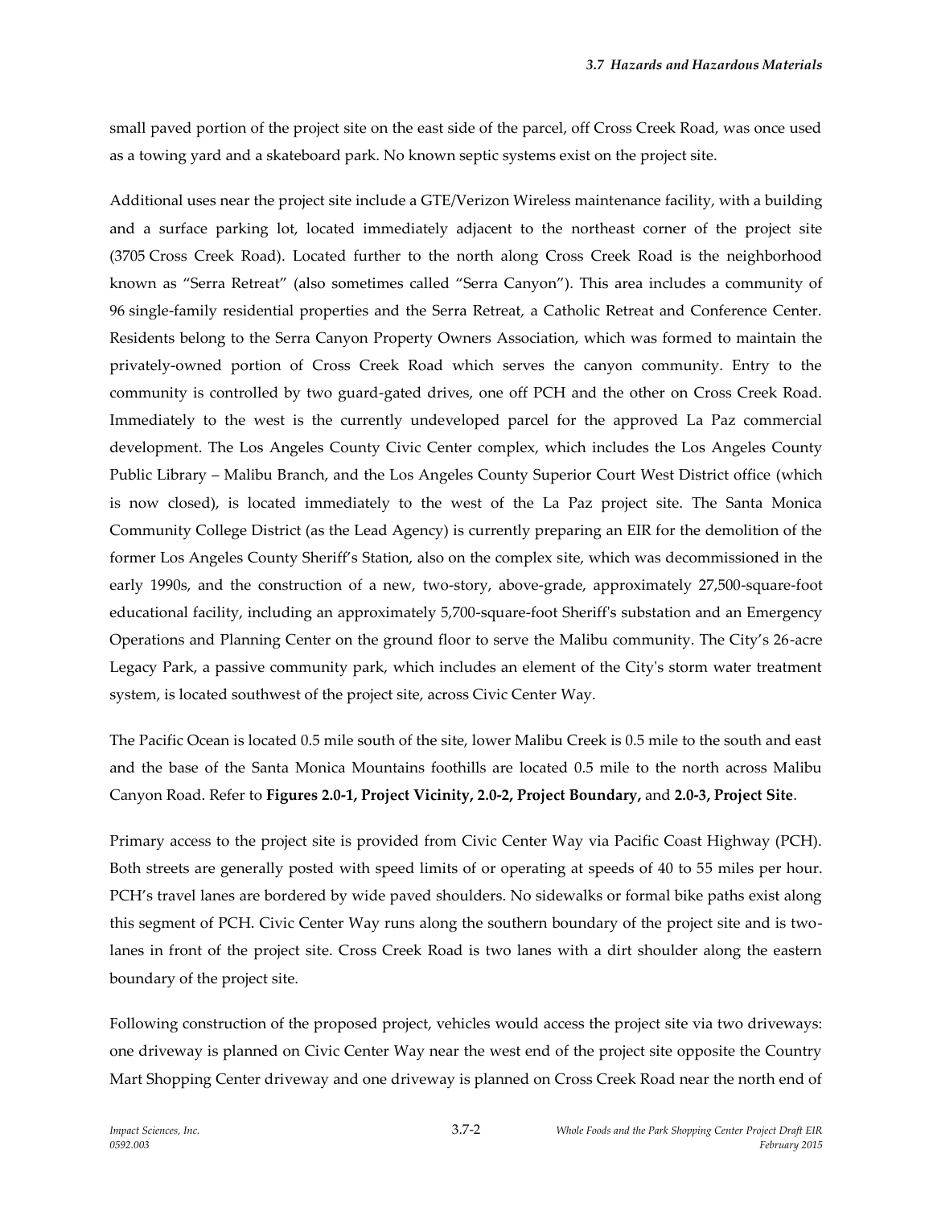small paved portion of the project site on the east side of the parcel, off Cross Creek Road, was once used as a towing yard and a skateboard park. No known septic systems exist on the project site.

Additional uses near the project site include a GTE/Verizon Wireless maintenance facility, with a building and a surface parking lot, located immediately adjacent to the northeast corner of the project site (3705 Cross Creek Road). Located further to the north along Cross Creek Road is the neighborhood known as "Serra Retreat" (also sometimes called "Serra Canyon"). This area includes a community of 96 single-family residential properties and the Serra Retreat, a Catholic Retreat and Conference Center. Residents belong to the Serra Canyon Property Owners Association, which was formed to maintain the privately-owned portion of Cross Creek Road which serves the canyon community. Entry to the community is controlled by two guard-gated drives, one off PCH and the other on Cross Creek Road. Immediately to the west is the currently undeveloped parcel for the approved La Paz commercial development. The Los Angeles County Civic Center complex, which includes the Los Angeles County Public Library – Malibu Branch, and the Los Angeles County Superior Court West District office (which is now closed), is located immediately to the west of the La Paz project site. The Santa Monica Community College District (as the Lead Agency) is currently preparing an EIR for the demolition of the former Los Angeles County Sheriff's Station, also on the complex site, which was decommissioned in the early 1990s, and the construction of a new, two-story, above-grade, approximately 27,500-square-foot educational facility, including an approximately 5,700-square-foot Sheriff's substation and an Emergency Operations and Planning Center on the ground floor to serve the Malibu community. The City's 26-acre Legacy Park, a passive community park, which includes an element of the City's storm water treatment system, is located southwest of the project site, across Civic Center Way.

The Pacific Ocean is located 0.5 mile south of the site, lower Malibu Creek is 0.5 mile to the south and east and the base of the Santa Monica Mountains foothills are located 0.5 mile to the north across Malibu Canyon Road. Refer to **Figures 2.0-1, Project Vicinity, 2.0-2, Project Boundary,** and **2.0-3, Project Site**.

Primary access to the project site is provided from Civic Center Way via Pacific Coast Highway (PCH). Both streets are generally posted with speed limits of or operating at speeds of 40 to 55 miles per hour. PCH's travel lanes are bordered by wide paved shoulders. No sidewalks or formal bike paths exist along this segment of PCH. Civic Center Way runs along the southern boundary of the project site and is two-lanes in front of the project site. Cross Creek Road is two lanes with a dirt shoulder along the eastern boundary of the project site.

Following construction of the proposed project, vehicles would access the project site via two driveways: one driveway is planned on Civic Center Way near the west end of the project site opposite the Country Mart Shopping Center driveway and one driveway is planned on Cross Creek Road near the north end of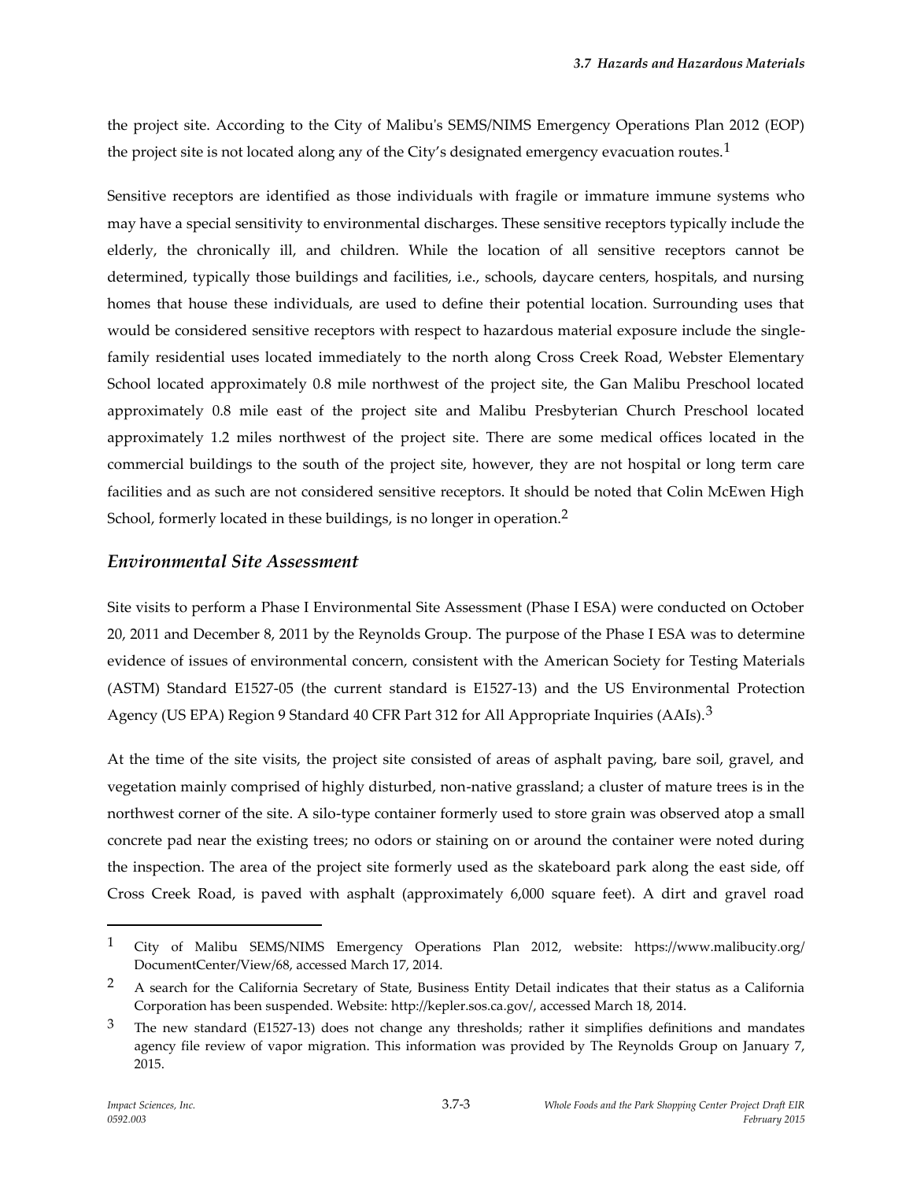the project site. According to the City of Malibu's SEMS/NIMS Emergency Operations Plan 2012 (EOP) the project site is not located along any of the City's designated emergency evacuation routes.[1]

Sensitive receptors are identified as those individuals with fragile or immature immune systems who may have a special sensitivity to environmental discharges. These sensitive receptors typically include the elderly, the chronically ill, and children. While the location of all sensitive receptors cannot be determined, typically those buildings and facilities, i.e., schools, daycare centers, hospitals, and nursing homes that house these individuals, are used to define their potential location. Surrounding uses that would be considered sensitive receptors with respect to hazardous material exposure include the single-family residential uses located immediately to the north along Cross Creek Road, Webster Elementary School located approximately 0.8 mile northwest of the project site, the Gan Malibu Preschool located approximately 0.8 mile east of the project site and Malibu Presbyterian Church Preschool located approximately 1.2 miles northwest of the project site. There are some medical offices located in the commercial buildings to the south of the project site, however, they are not hospital or long term care facilities and as such are not considered sensitive receptors. It should be noted that Colin McEwen High School, formerly located in these buildings, is no longer in operation.[2]

## *Environmental Site Assessment*

Site visits to perform a Phase I Environmental Site Assessment (Phase I ESA) were conducted on October 20, 2011 and December 8, 2011 by the Reynolds Group. The purpose of the Phase I ESA was to determine evidence of issues of environmental concern, consistent with the American Society for Testing Materials (ASTM) Standard E1527-05 (the current standard is E1527-13) and the US Environmental Protection Agency (US EPA) Region 9 Standard 40 CFR Part 312 for All Appropriate Inquiries (AAIs).[3]

At the time of the site visits, the project site consisted of areas of asphalt paving, bare soil, gravel, and vegetation mainly comprised of highly disturbed, non-native grassland; a cluster of mature trees is in the northwest corner of the site. A silo-type container formerly used to store grain was observed atop a small concrete pad near the existing trees; no odors or staining on or around the container were noted during the inspection. The area of the project site formerly used as the skateboard park along the east side, off Cross Creek Road, is paved with asphalt (approximately 6,000 square feet). A dirt and gravel road

---

[1] City of Malibu SEMS/NIMS Emergency Operations Plan 2012, website: https://www.malibucity.org/DocumentCenter/View/68, accessed March 17, 2014.

[2] A search for the California Secretary of State, Business Entity Detail indicates that their status as a California Corporation has been suspended. Website: http://kepler.sos.ca.gov/, accessed March 18, 2014.

[3] The new standard (E1527-13) does not change any thresholds; rather it simplifies definitions and mandates agency file review of vapor migration. This information was provided by The Reynolds Group on January 7, 2015.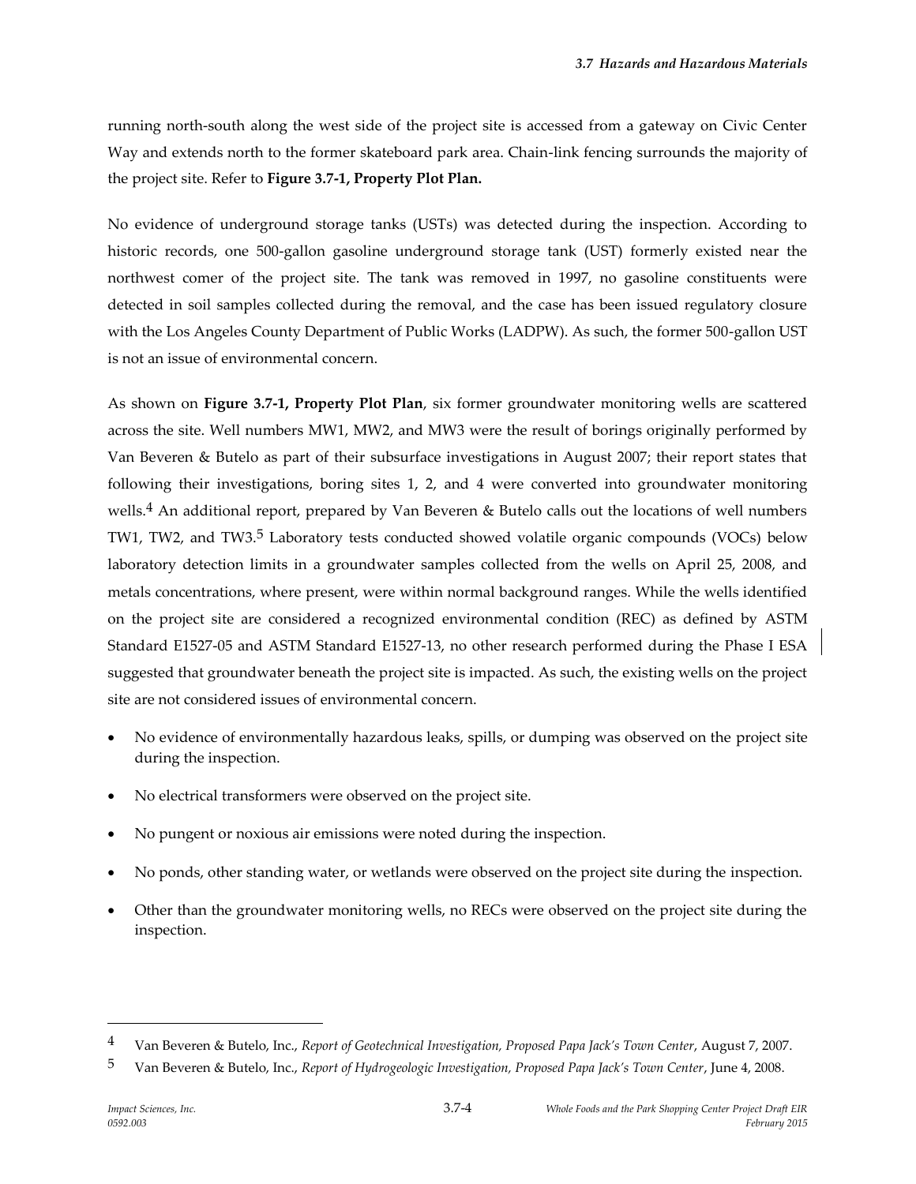running north-south along the west side of the project site is accessed from a gateway on Civic Center Way and extends north to the former skateboard park area. Chain-link fencing surrounds the majority of the project site. Refer to **Figure 3.7-1, Property Plot Plan.**

No evidence of underground storage tanks (USTs) was detected during the inspection. According to historic records, one 500-gallon gasoline underground storage tank (UST) formerly existed near the northwest comer of the project site. The tank was removed in 1997, no gasoline constituents were detected in soil samples collected during the removal, and the case has been issued regulatory closure with the Los Angeles County Department of Public Works (LADPW). As such, the former 500-gallon UST is not an issue of environmental concern.

As shown on **Figure 3.7-1, Property Plot Plan**, six former groundwater monitoring wells are scattered across the site. Well numbers MW1, MW2, and MW3 were the result of borings originally performed by Van Beveren & Butelo as part of their subsurface investigations in August 2007; their report states that following their investigations, boring sites 1, 2, and 4 were converted into groundwater monitoring wells.[4] An additional report, prepared by Van Beveren & Butelo calls out the locations of well numbers TW1, TW2, and TW3.[5] Laboratory tests conducted showed volatile organic compounds (VOCs) below laboratory detection limits in a groundwater samples collected from the wells on April 25, 2008, and metals concentrations, where present, were within normal background ranges. While the wells identified on the project site are considered a recognized environmental condition (REC) as defined by ASTM Standard E1527-05 and ASTM Standard E1527-13, no other research performed during the Phase I ESA suggested that groundwater beneath the project site is impacted. As such, the existing wells on the project site are not considered issues of environmental concern.

- No evidence of environmentally hazardous leaks, spills, or dumping was observed on the project site during the inspection.
- No electrical transformers were observed on the project site.
- No pungent or noxious air emissions were noted during the inspection.
- No ponds, other standing water, or wetlands were observed on the project site during the inspection.
- Other than the groundwater monitoring wells, no RECs were observed on the project site during the inspection.

---

[4] Van Beveren & Butelo, Inc., *Report of Geotechnical Investigation, Proposed Papa Jack's Town Center*, August 7, 2007.

[5] Van Beveren & Butelo, Inc., *Report of Hydrogeologic Investigation, Proposed Papa Jack's Town Center*, June 4, 2008.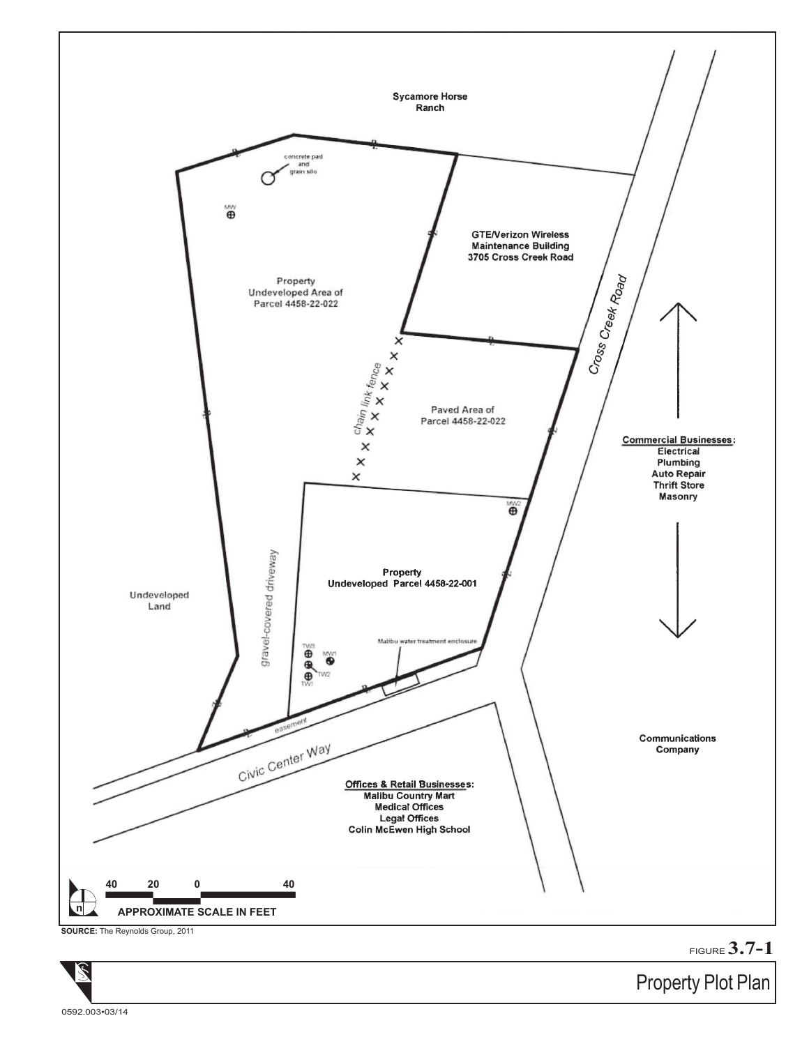Sycamore Horse Ranch

concrete pad and grain silo

MW

GTE/Verizon Wireless Maintenance Building 3705 Cross Creek Road

Property Undeveloped Area of Parcel 4458-22-022

Cross Creek Road

chain link fence

Paved Area of Parcel 4458-22-022

**Commercial Businesses:**
Electrical
Plumbing
Auto Repair
Thrift Store
Masonry

MW2

Property Undeveloped Parcel 4458-22-001

Undeveloped Land

gravel-covered driveway

Malibu water treatment enclosure

TW3 MW1 TW2 TW1

easement

Civic Center Way

Communications Company

**Offices & Retail Businesses:**
Malibu Country Mart
Medical Offices
Legal Offices
Colin McEwen High School

40 20 0 40
APPROXIMATE SCALE IN FEET

**SOURCE:** The Reynolds Group, 2011

FIGURE **3.7-1**

Property Plot Plan

0592.003•03/14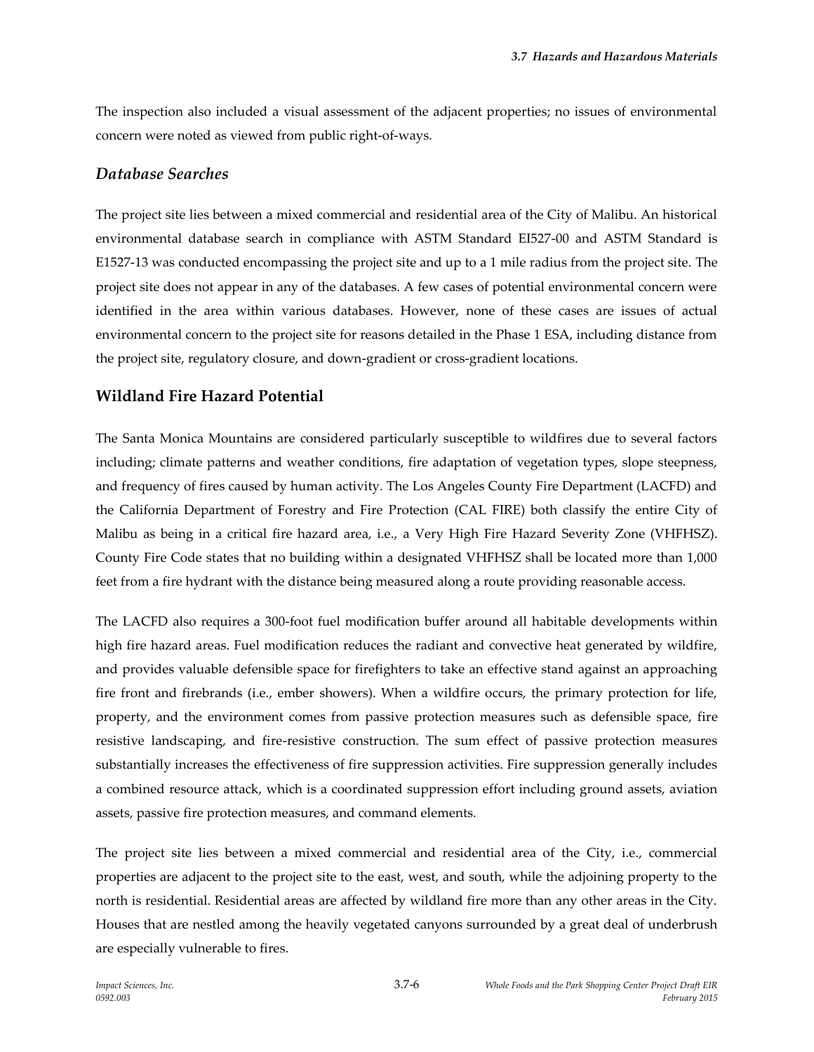The inspection also included a visual assessment of the adjacent properties; no issues of environmental concern were noted as viewed from public right-of-ways.

### *Database Searches*

The project site lies between a mixed commercial and residential area of the City of Malibu. An historical environmental database search in compliance with ASTM Standard EI527-00 and ASTM Standard is E1527-13 was conducted encompassing the project site and up to a 1 mile radius from the project site. The project site does not appear in any of the databases. A few cases of potential environmental concern were identified in the area within various databases. However, none of these cases are issues of actual environmental concern to the project site for reasons detailed in the Phase 1 ESA, including distance from the project site, regulatory closure, and down-gradient or cross-gradient locations.

## Wildland Fire Hazard Potential

The Santa Monica Mountains are considered particularly susceptible to wildfires due to several factors including; climate patterns and weather conditions, fire adaptation of vegetation types, slope steepness, and frequency of fires caused by human activity. The Los Angeles County Fire Department (LACFD) and the California Department of Forestry and Fire Protection (CAL FIRE) both classify the entire City of Malibu as being in a critical fire hazard area, i.e., a Very High Fire Hazard Severity Zone (VHFHSZ). County Fire Code states that no building within a designated VHFHSZ shall be located more than 1,000 feet from a fire hydrant with the distance being measured along a route providing reasonable access.

The LACFD also requires a 300-foot fuel modification buffer around all habitable developments within high fire hazard areas. Fuel modification reduces the radiant and convective heat generated by wildfire, and provides valuable defensible space for firefighters to take an effective stand against an approaching fire front and firebrands (i.e., ember showers). When a wildfire occurs, the primary protection for life, property, and the environment comes from passive protection measures such as defensible space, fire resistive landscaping, and fire-resistive construction. The sum effect of passive protection measures substantially increases the effectiveness of fire suppression activities. Fire suppression generally includes a combined resource attack, which is a coordinated suppression effort including ground assets, aviation assets, passive fire protection measures, and command elements.

The project site lies between a mixed commercial and residential area of the City, i.e., commercial properties are adjacent to the project site to the east, west, and south, while the adjoining property to the north is residential. Residential areas are affected by wildland fire more than any other areas in the City. Houses that are nestled among the heavily vegetated canyons surrounded by a great deal of underbrush are especially vulnerable to fires.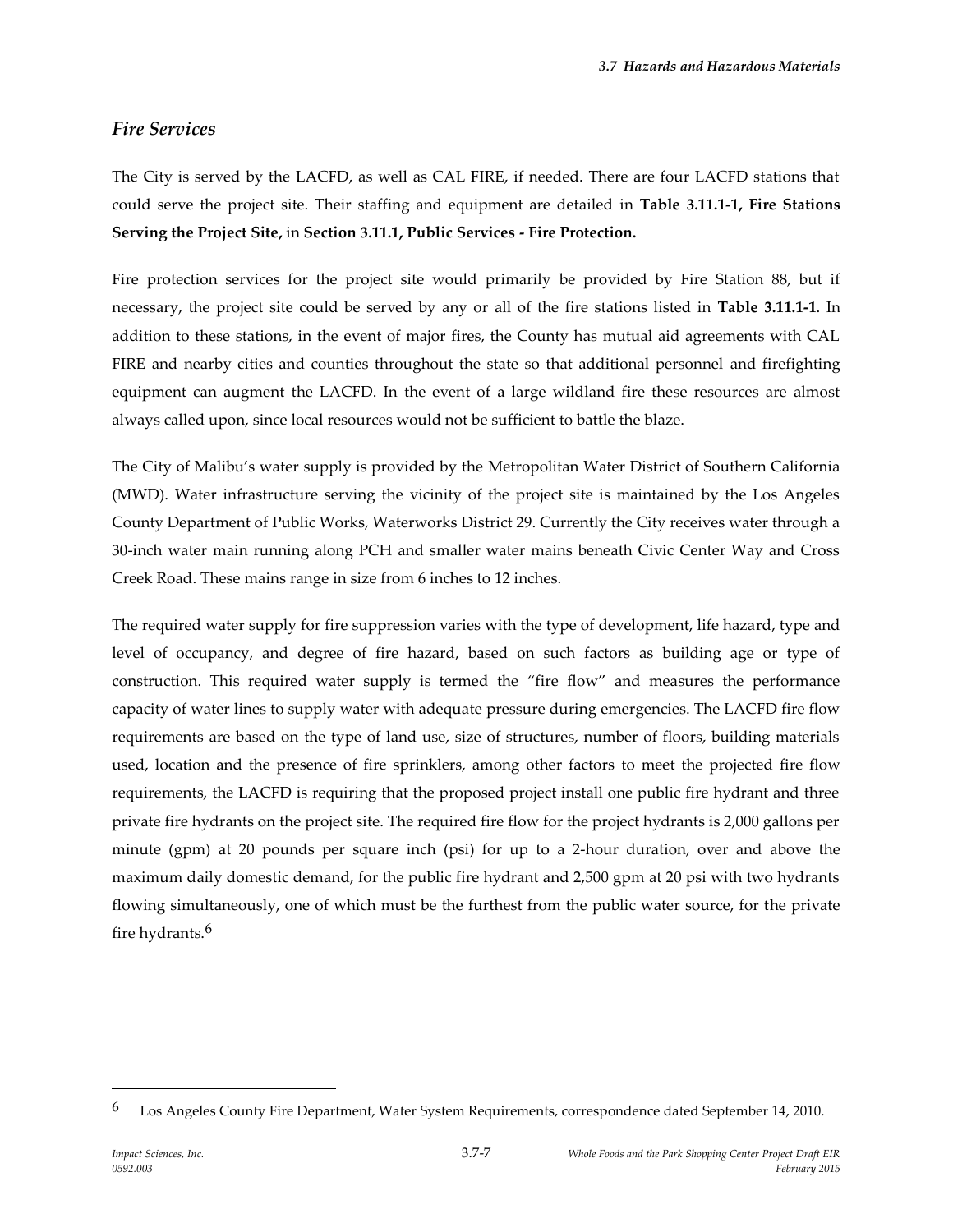### *Fire Services*

The City is served by the LACFD, as well as CAL FIRE, if needed. There are four LACFD stations that could serve the project site. Their staffing and equipment are detailed in **Table 3.11.1-1, Fire Stations Serving the Project Site,** in **Section 3.11.1, Public Services - Fire Protection.**

Fire protection services for the project site would primarily be provided by Fire Station 88, but if necessary, the project site could be served by any or all of the fire stations listed in **Table 3.11.1-1**. In addition to these stations, in the event of major fires, the County has mutual aid agreements with CAL FIRE and nearby cities and counties throughout the state so that additional personnel and firefighting equipment can augment the LACFD. In the event of a large wildland fire these resources are almost always called upon, since local resources would not be sufficient to battle the blaze.

The City of Malibu's water supply is provided by the Metropolitan Water District of Southern California (MWD). Water infrastructure serving the vicinity of the project site is maintained by the Los Angeles County Department of Public Works, Waterworks District 29. Currently the City receives water through a 30-inch water main running along PCH and smaller water mains beneath Civic Center Way and Cross Creek Road. These mains range in size from 6 inches to 12 inches.

The required water supply for fire suppression varies with the type of development, life hazard, type and level of occupancy, and degree of fire hazard, based on such factors as building age or type of construction. This required water supply is termed the "fire flow" and measures the performance capacity of water lines to supply water with adequate pressure during emergencies. The LACFD fire flow requirements are based on the type of land use, size of structures, number of floors, building materials used, location and the presence of fire sprinklers, among other factors to meet the projected fire flow requirements, the LACFD is requiring that the proposed project install one public fire hydrant and three private fire hydrants on the project site. The required fire flow for the project hydrants is 2,000 gallons per minute (gpm) at 20 pounds per square inch (psi) for up to a 2-hour duration, over and above the maximum daily domestic demand, for the public fire hydrant and 2,500 gpm at 20 psi with two hydrants flowing simultaneously, one of which must be the furthest from the public water source, for the private fire hydrants.[6]

---

[6] Los Angeles County Fire Department, Water System Requirements, correspondence dated September 14, 2010.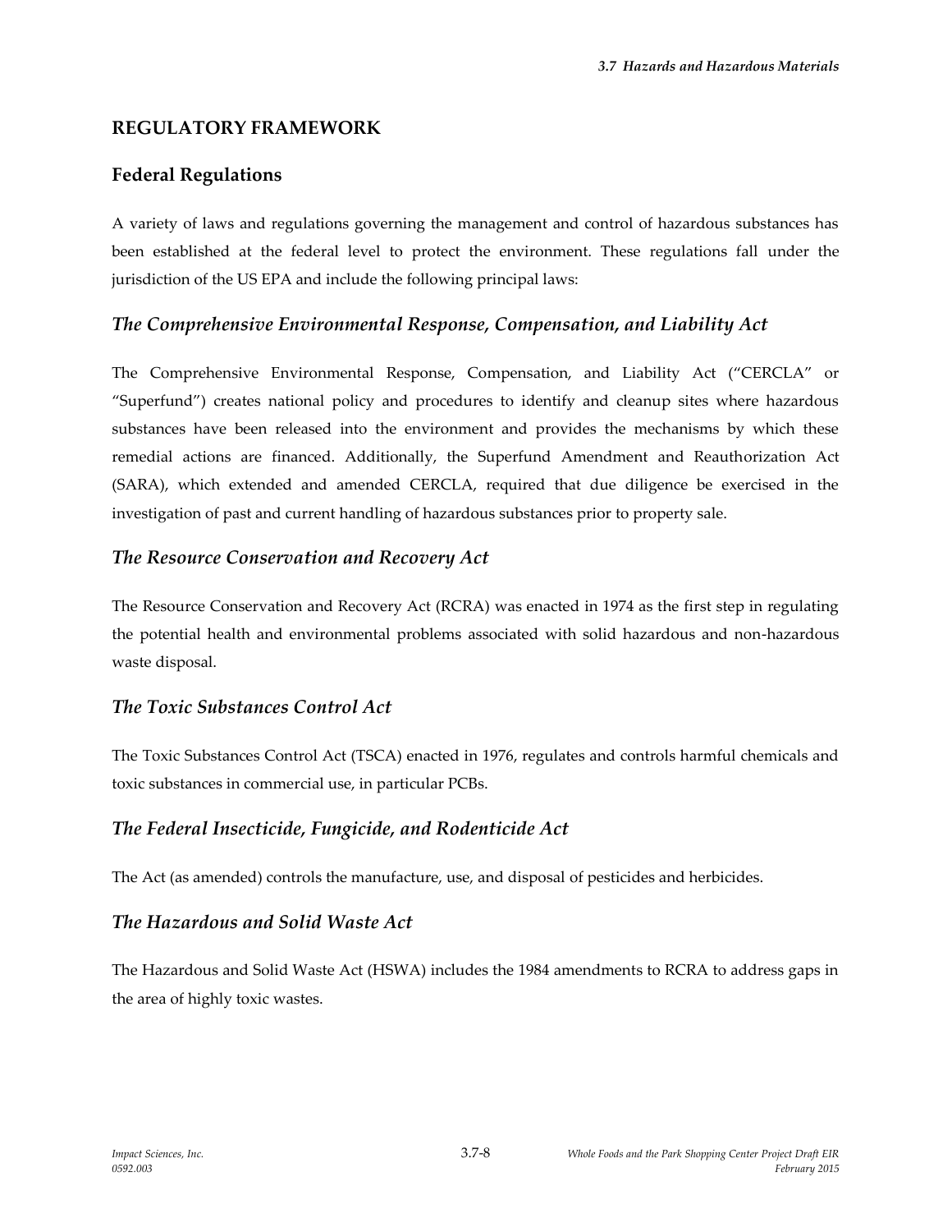## REGULATORY FRAMEWORK

### Federal Regulations

A variety of laws and regulations governing the management and control of hazardous substances has been established at the federal level to protect the environment. These regulations fall under the jurisdiction of the US EPA and include the following principal laws:

#### *The Comprehensive Environmental Response, Compensation, and Liability Act*

The Comprehensive Environmental Response, Compensation, and Liability Act ("CERCLA" or "Superfund") creates national policy and procedures to identify and cleanup sites where hazardous substances have been released into the environment and provides the mechanisms by which these remedial actions are financed. Additionally, the Superfund Amendment and Reauthorization Act (SARA), which extended and amended CERCLA, required that due diligence be exercised in the investigation of past and current handling of hazardous substances prior to property sale.

#### *The Resource Conservation and Recovery Act*

The Resource Conservation and Recovery Act (RCRA) was enacted in 1974 as the first step in regulating the potential health and environmental problems associated with solid hazardous and non-hazardous waste disposal.

#### *The Toxic Substances Control Act*

The Toxic Substances Control Act (TSCA) enacted in 1976, regulates and controls harmful chemicals and toxic substances in commercial use, in particular PCBs.

#### *The Federal Insecticide, Fungicide, and Rodenticide Act*

The Act (as amended) controls the manufacture, use, and disposal of pesticides and herbicides.

#### *The Hazardous and Solid Waste Act*

The Hazardous and Solid Waste Act (HSWA) includes the 1984 amendments to RCRA to address gaps in the area of highly toxic wastes.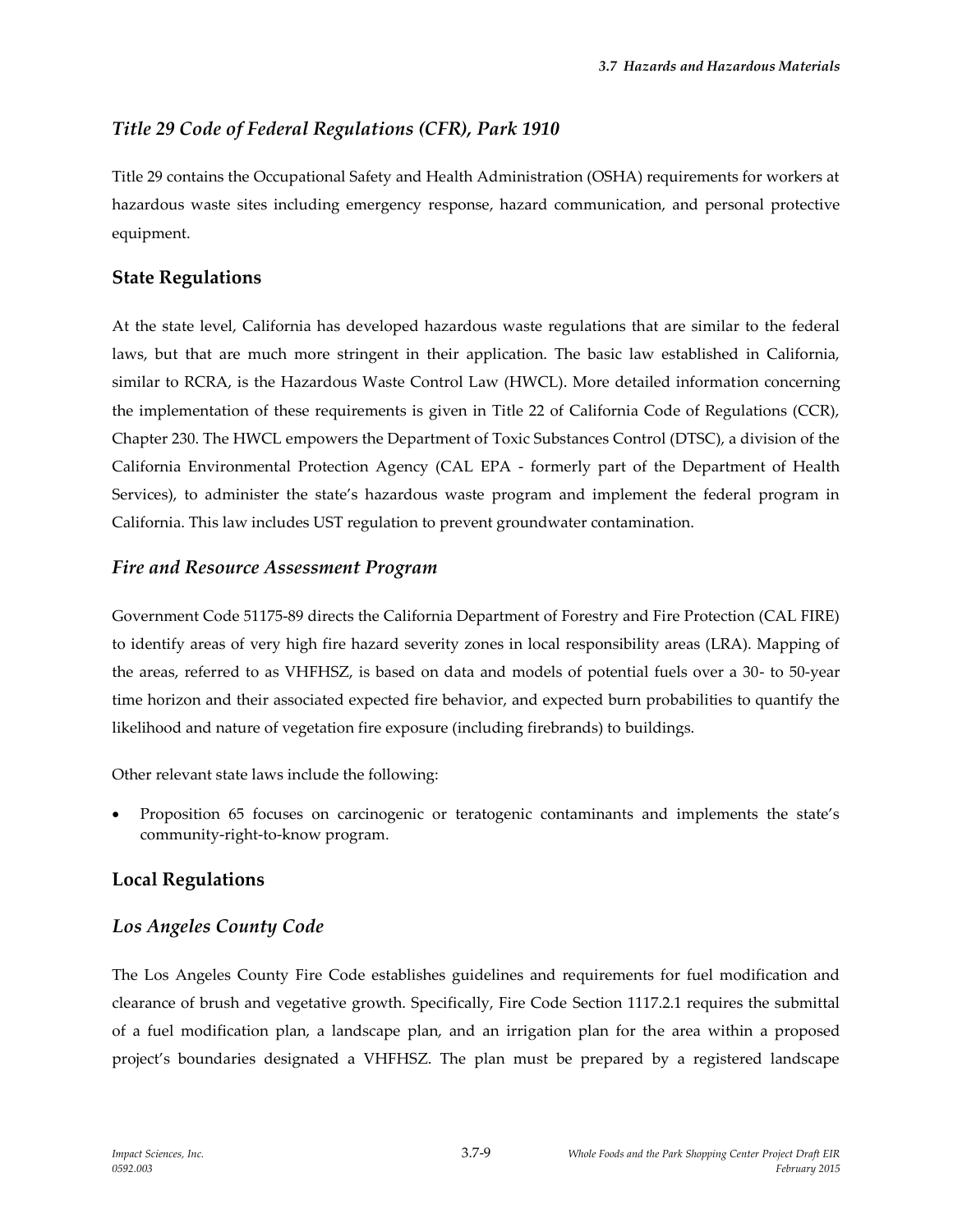### *Title 29 Code of Federal Regulations (CFR), Park 1910*

Title 29 contains the Occupational Safety and Health Administration (OSHA) requirements for workers at hazardous waste sites including emergency response, hazard communication, and personal protective equipment.

## State Regulations

At the state level, California has developed hazardous waste regulations that are similar to the federal laws, but that are much more stringent in their application. The basic law established in California, similar to RCRA, is the Hazardous Waste Control Law (HWCL). More detailed information concerning the implementation of these requirements is given in Title 22 of California Code of Regulations (CCR), Chapter 230. The HWCL empowers the Department of Toxic Substances Control (DTSC), a division of the California Environmental Protection Agency (CAL EPA - formerly part of the Department of Health Services), to administer the state's hazardous waste program and implement the federal program in California. This law includes UST regulation to prevent groundwater contamination.

### *Fire and Resource Assessment Program*

Government Code 51175-89 directs the California Department of Forestry and Fire Protection (CAL FIRE) to identify areas of very high fire hazard severity zones in local responsibility areas (LRA). Mapping of the areas, referred to as VHFHSZ, is based on data and models of potential fuels over a 30- to 50-year time horizon and their associated expected fire behavior, and expected burn probabilities to quantify the likelihood and nature of vegetation fire exposure (including firebrands) to buildings.

Other relevant state laws include the following:

- Proposition 65 focuses on carcinogenic or teratogenic contaminants and implements the state's community-right-to-know program.

## Local Regulations

### *Los Angeles County Code*

The Los Angeles County Fire Code establishes guidelines and requirements for fuel modification and clearance of brush and vegetative growth. Specifically, Fire Code Section 1117.2.1 requires the submittal of a fuel modification plan, a landscape plan, and an irrigation plan for the area within a proposed project's boundaries designated a VHFHSZ. The plan must be prepared by a registered landscape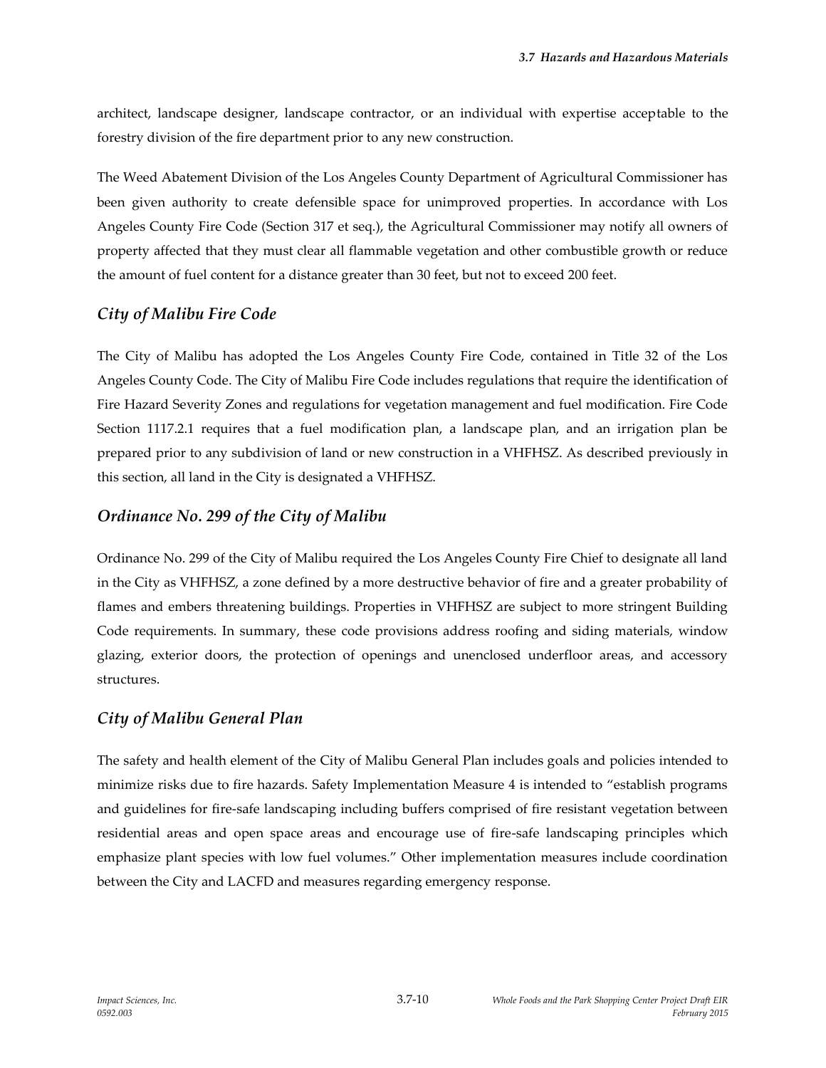architect, landscape designer, landscape contractor, or an individual with expertise acceptable to the forestry division of the fire department prior to any new construction.

The Weed Abatement Division of the Los Angeles County Department of Agricultural Commissioner has been given authority to create defensible space for unimproved properties. In accordance with Los Angeles County Fire Code (Section 317 et seq.), the Agricultural Commissioner may notify all owners of property affected that they must clear all flammable vegetation and other combustible growth or reduce the amount of fuel content for a distance greater than 30 feet, but not to exceed 200 feet.

### *City of Malibu Fire Code*

The City of Malibu has adopted the Los Angeles County Fire Code, contained in Title 32 of the Los Angeles County Code. The City of Malibu Fire Code includes regulations that require the identification of Fire Hazard Severity Zones and regulations for vegetation management and fuel modification. Fire Code Section 1117.2.1 requires that a fuel modification plan, a landscape plan, and an irrigation plan be prepared prior to any subdivision of land or new construction in a VHFHSZ. As described previously in this section, all land in the City is designated a VHFHSZ.

### *Ordinance No. 299 of the City of Malibu*

Ordinance No. 299 of the City of Malibu required the Los Angeles County Fire Chief to designate all land in the City as VHFHSZ, a zone defined by a more destructive behavior of fire and a greater probability of flames and embers threatening buildings. Properties in VHFHSZ are subject to more stringent Building Code requirements. In summary, these code provisions address roofing and siding materials, window glazing, exterior doors, the protection of openings and unenclosed underfloor areas, and accessory structures.

### *City of Malibu General Plan*

The safety and health element of the City of Malibu General Plan includes goals and policies intended to minimize risks due to fire hazards. Safety Implementation Measure 4 is intended to "establish programs and guidelines for fire-safe landscaping including buffers comprised of fire resistant vegetation between residential areas and open space areas and encourage use of fire-safe landscaping principles which emphasize plant species with low fuel volumes." Other implementation measures include coordination between the City and LACFD and measures regarding emergency response.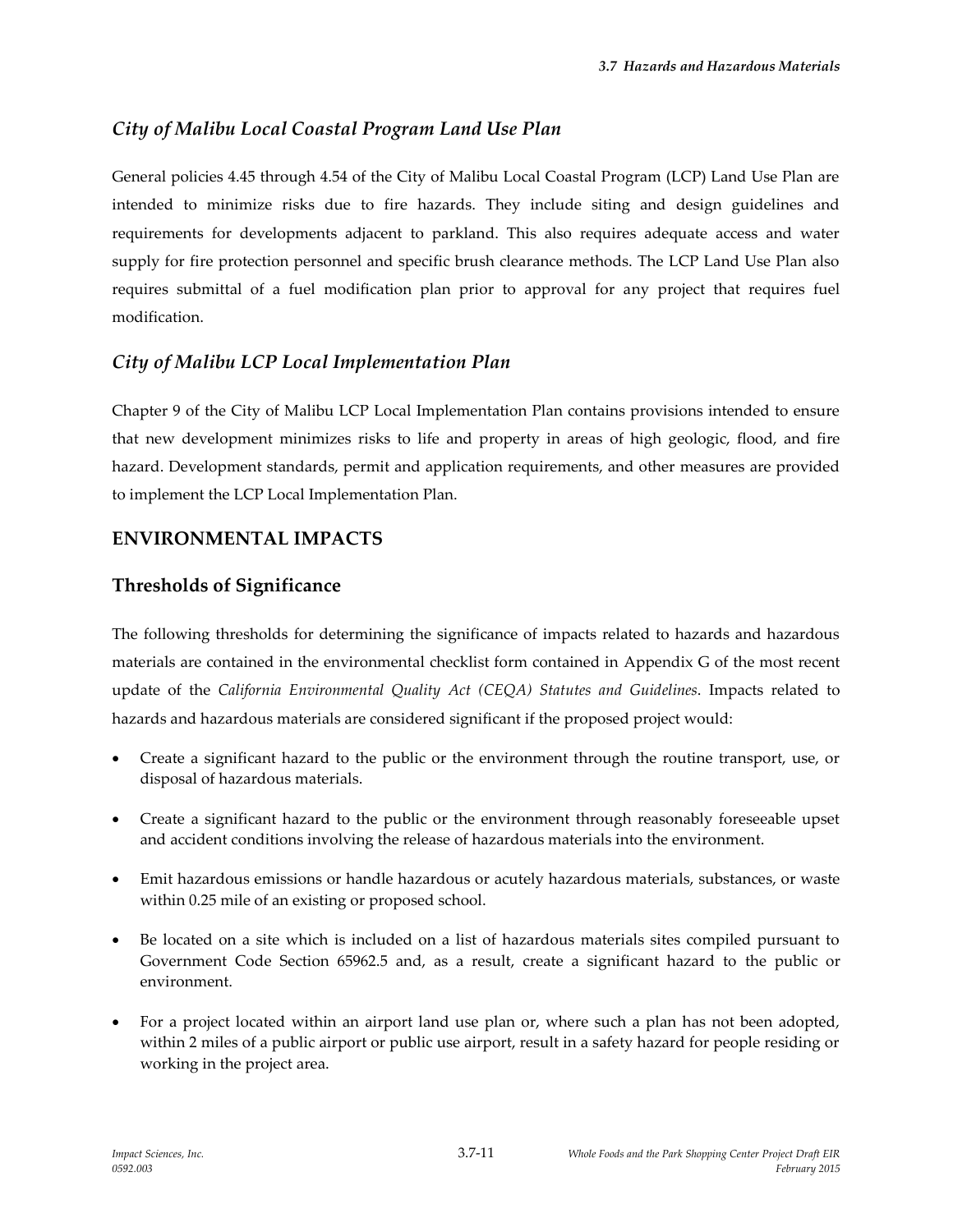### *City of Malibu Local Coastal Program Land Use Plan*

General policies 4.45 through 4.54 of the City of Malibu Local Coastal Program (LCP) Land Use Plan are intended to minimize risks due to fire hazards. They include siting and design guidelines and requirements for developments adjacent to parkland. This also requires adequate access and water supply for fire protection personnel and specific brush clearance methods. The LCP Land Use Plan also requires submittal of a fuel modification plan prior to approval for any project that requires fuel modification.

### *City of Malibu LCP Local Implementation Plan*

Chapter 9 of the City of Malibu LCP Local Implementation Plan contains provisions intended to ensure that new development minimizes risks to life and property in areas of high geologic, flood, and fire hazard. Development standards, permit and application requirements, and other measures are provided to implement the LCP Local Implementation Plan.

## ENVIRONMENTAL IMPACTS

### Thresholds of Significance

The following thresholds for determining the significance of impacts related to hazards and hazardous materials are contained in the environmental checklist form contained in Appendix G of the most recent update of the *California Environmental Quality Act (CEQA) Statutes and Guidelines*. Impacts related to hazards and hazardous materials are considered significant if the proposed project would:

- Create a significant hazard to the public or the environment through the routine transport, use, or disposal of hazardous materials.
- Create a significant hazard to the public or the environment through reasonably foreseeable upset and accident conditions involving the release of hazardous materials into the environment.
- Emit hazardous emissions or handle hazardous or acutely hazardous materials, substances, or waste within 0.25 mile of an existing or proposed school.
- Be located on a site which is included on a list of hazardous materials sites compiled pursuant to Government Code Section 65962.5 and, as a result, create a significant hazard to the public or environment.
- For a project located within an airport land use plan or, where such a plan has not been adopted, within 2 miles of a public airport or public use airport, result in a safety hazard for people residing or working in the project area.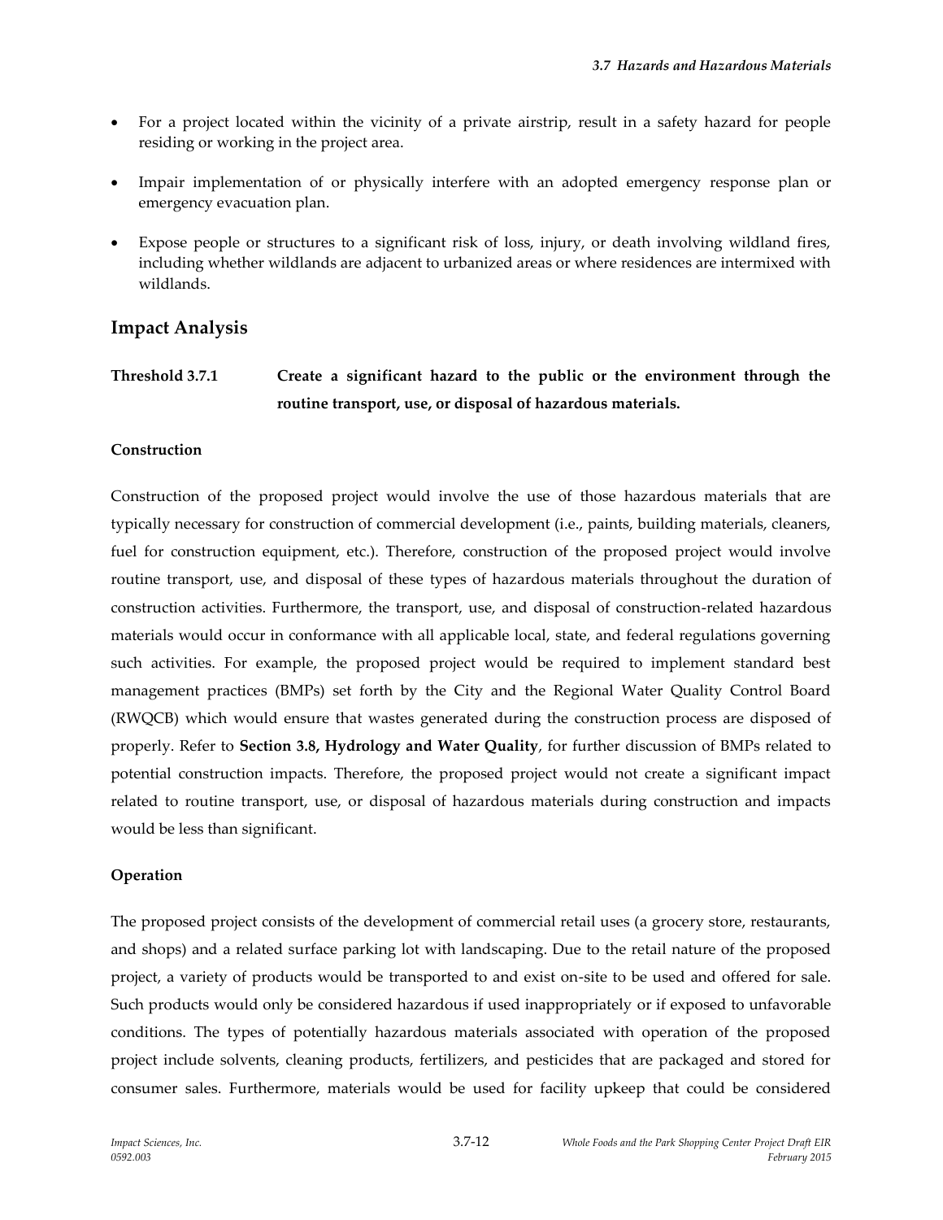- For a project located within the vicinity of a private airstrip, result in a safety hazard for people residing or working in the project area.
- Impair implementation of or physically interfere with an adopted emergency response plan or emergency evacuation plan.
- Expose people or structures to a significant risk of loss, injury, or death involving wildland fires, including whether wildlands are adjacent to urbanized areas or where residences are intermixed with wildlands.

## Impact Analysis

**Threshold 3.7.1 Create a significant hazard to the public or the environment through the routine transport, use, or disposal of hazardous materials.**

**Construction**

Construction of the proposed project would involve the use of those hazardous materials that are typically necessary for construction of commercial development (i.e., paints, building materials, cleaners, fuel for construction equipment, etc.). Therefore, construction of the proposed project would involve routine transport, use, and disposal of these types of hazardous materials throughout the duration of construction activities. Furthermore, the transport, use, and disposal of construction-related hazardous materials would occur in conformance with all applicable local, state, and federal regulations governing such activities. For example, the proposed project would be required to implement standard best management practices (BMPs) set forth by the City and the Regional Water Quality Control Board (RWQCB) which would ensure that wastes generated during the construction process are disposed of properly. Refer to **Section 3.8, Hydrology and Water Quality**, for further discussion of BMPs related to potential construction impacts. Therefore, the proposed project would not create a significant impact related to routine transport, use, or disposal of hazardous materials during construction and impacts would be less than significant.

**Operation**

The proposed project consists of the development of commercial retail uses (a grocery store, restaurants, and shops) and a related surface parking lot with landscaping. Due to the retail nature of the proposed project, a variety of products would be transported to and exist on-site to be used and offered for sale. Such products would only be considered hazardous if used inappropriately or if exposed to unfavorable conditions. The types of potentially hazardous materials associated with operation of the proposed project include solvents, cleaning products, fertilizers, and pesticides that are packaged and stored for consumer sales. Furthermore, materials would be used for facility upkeep that could be considered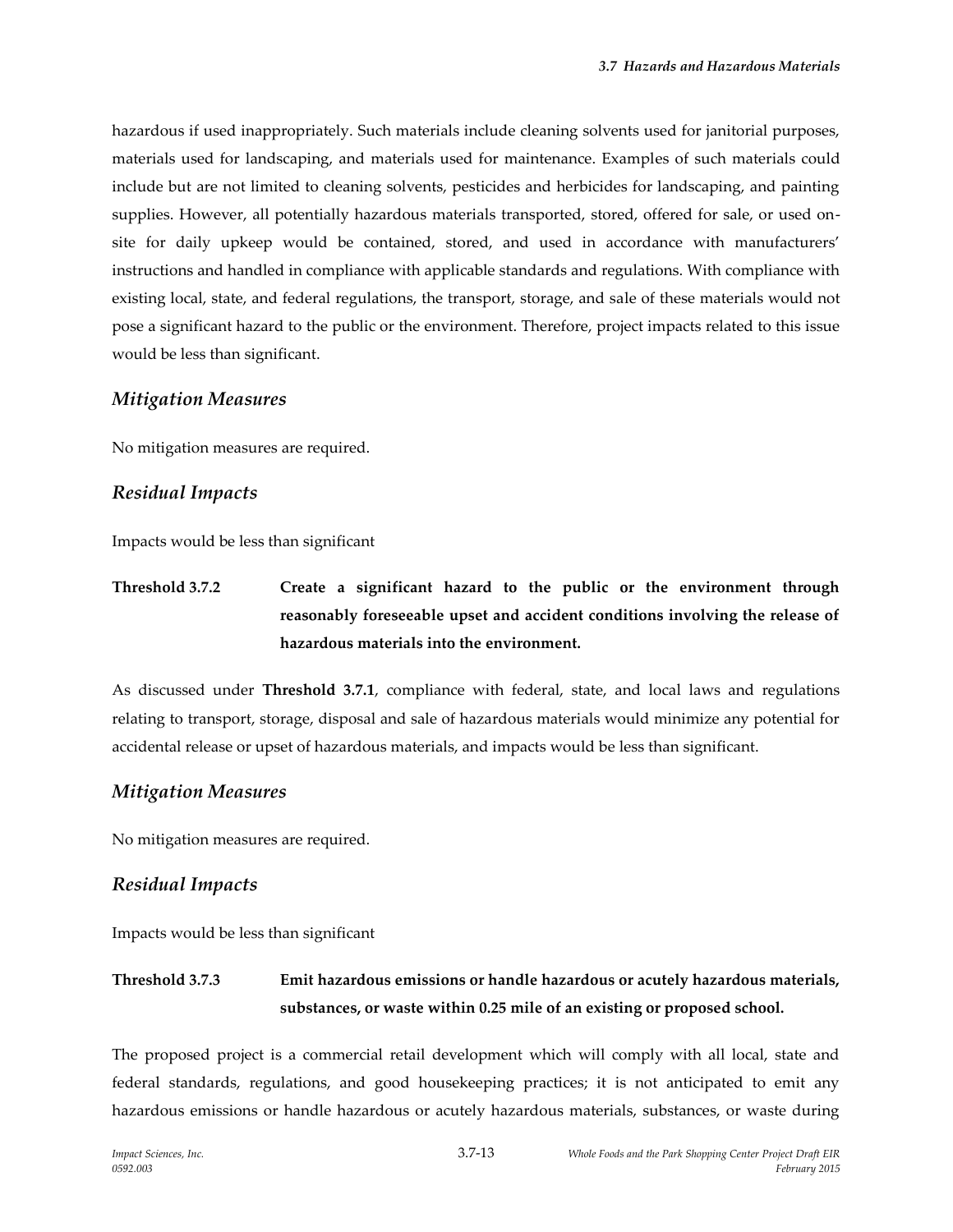hazardous if used inappropriately. Such materials include cleaning solvents used for janitorial purposes, materials used for landscaping, and materials used for maintenance. Examples of such materials could include but are not limited to cleaning solvents, pesticides and herbicides for landscaping, and painting supplies. However, all potentially hazardous materials transported, stored, offered for sale, or used on-site for daily upkeep would be contained, stored, and used in accordance with manufacturers' instructions and handled in compliance with applicable standards and regulations. With compliance with existing local, state, and federal regulations, the transport, storage, and sale of these materials would not pose a significant hazard to the public or the environment. Therefore, project impacts related to this issue would be less than significant.

### *Mitigation Measures*

No mitigation measures are required.

### *Residual Impacts*

Impacts would be less than significant

**Threshold 3.7.2 Create a significant hazard to the public or the environment through reasonably foreseeable upset and accident conditions involving the release of hazardous materials into the environment.**

As discussed under **Threshold 3.7.1**, compliance with federal, state, and local laws and regulations relating to transport, storage, disposal and sale of hazardous materials would minimize any potential for accidental release or upset of hazardous materials, and impacts would be less than significant.

### *Mitigation Measures*

No mitigation measures are required.

### *Residual Impacts*

Impacts would be less than significant

**Threshold 3.7.3 Emit hazardous emissions or handle hazardous or acutely hazardous materials, substances, or waste within 0.25 mile of an existing or proposed school.**

The proposed project is a commercial retail development which will comply with all local, state and federal standards, regulations, and good housekeeping practices; it is not anticipated to emit any hazardous emissions or handle hazardous or acutely hazardous materials, substances, or waste during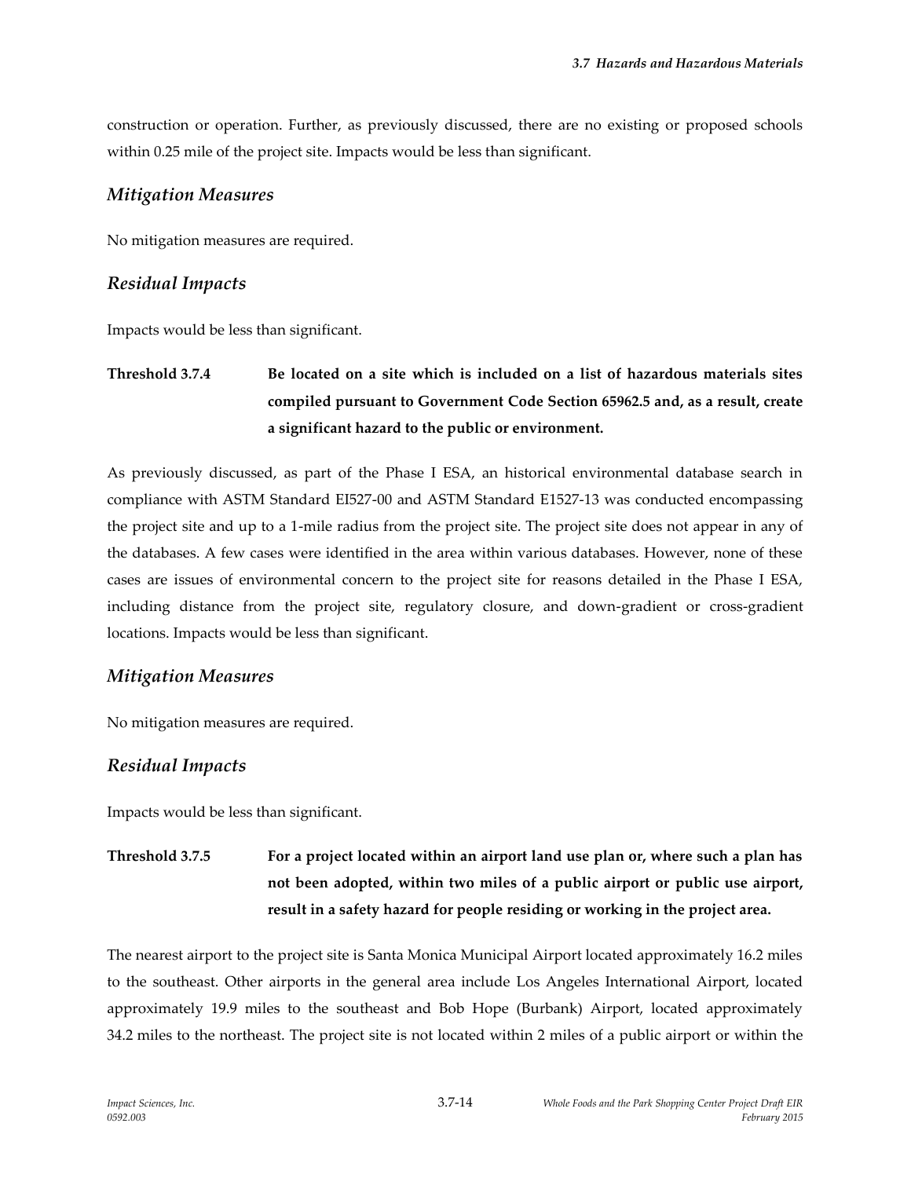construction or operation. Further, as previously discussed, there are no existing or proposed schools within 0.25 mile of the project site. Impacts would be less than significant.

### *Mitigation Measures*

No mitigation measures are required.

### *Residual Impacts*

Impacts would be less than significant.

**Threshold 3.7.4 Be located on a site which is included on a list of hazardous materials sites compiled pursuant to Government Code Section 65962.5 and, as a result, create a significant hazard to the public or environment.**

As previously discussed, as part of the Phase I ESA, an historical environmental database search in compliance with ASTM Standard EI527-00 and ASTM Standard E1527-13 was conducted encompassing the project site and up to a 1-mile radius from the project site. The project site does not appear in any of the databases. A few cases were identified in the area within various databases. However, none of these cases are issues of environmental concern to the project site for reasons detailed in the Phase I ESA, including distance from the project site, regulatory closure, and down-gradient or cross-gradient locations. Impacts would be less than significant.

### *Mitigation Measures*

No mitigation measures are required.

### *Residual Impacts*

Impacts would be less than significant.

**Threshold 3.7.5 For a project located within an airport land use plan or, where such a plan has not been adopted, within two miles of a public airport or public use airport, result in a safety hazard for people residing or working in the project area.**

The nearest airport to the project site is Santa Monica Municipal Airport located approximately 16.2 miles to the southeast. Other airports in the general area include Los Angeles International Airport, located approximately 19.9 miles to the southeast and Bob Hope (Burbank) Airport, located approximately 34.2 miles to the northeast. The project site is not located within 2 miles of a public airport or within the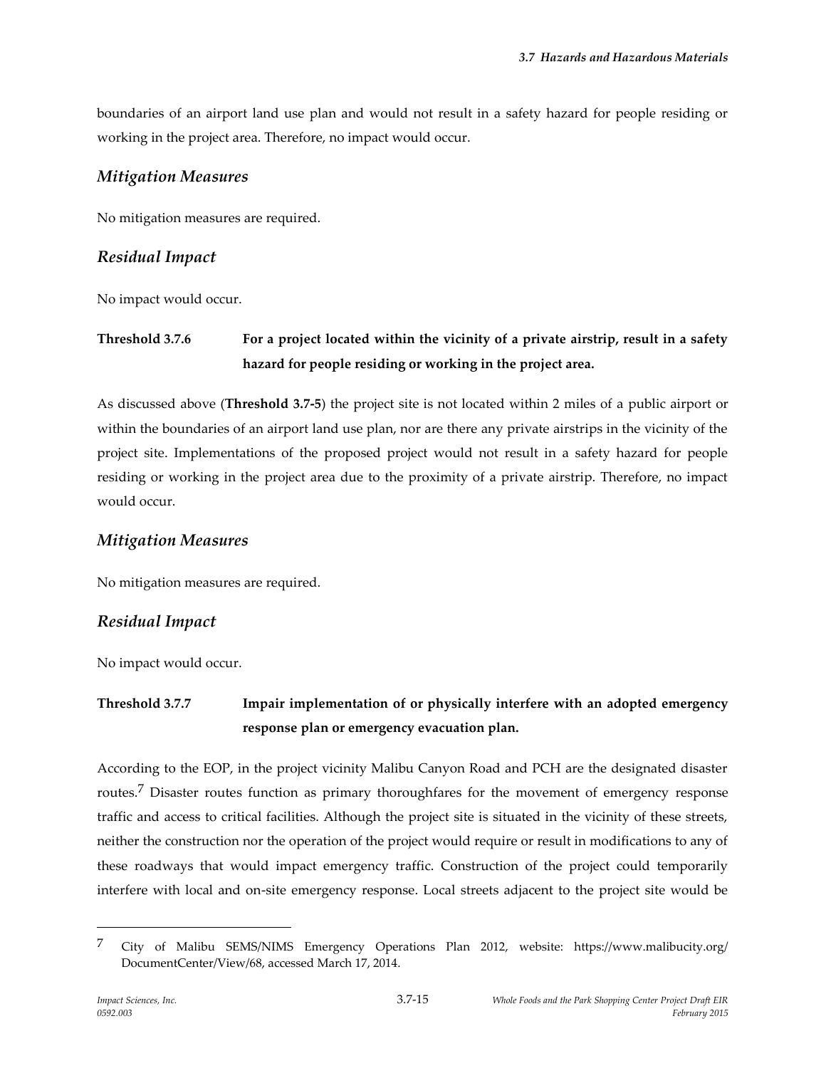boundaries of an airport land use plan and would not result in a safety hazard for people residing or working in the project area. Therefore, no impact would occur.

### *Mitigation Measures*

No mitigation measures are required.

### *Residual Impact*

No impact would occur.

**Threshold 3.7.6 For a project located within the vicinity of a private airstrip, result in a safety hazard for people residing or working in the project area.**

As discussed above (**Threshold 3.7-5**) the project site is not located within 2 miles of a public airport or within the boundaries of an airport land use plan, nor are there any private airstrips in the vicinity of the project site. Implementations of the proposed project would not result in a safety hazard for people residing or working in the project area due to the proximity of a private airstrip. Therefore, no impact would occur.

### *Mitigation Measures*

No mitigation measures are required.

### *Residual Impact*

No impact would occur.

**Threshold 3.7.7 Impair implementation of or physically interfere with an adopted emergency response plan or emergency evacuation plan.**

According to the EOP, in the project vicinity Malibu Canyon Road and PCH are the designated disaster routes.[7] Disaster routes function as primary thoroughfares for the movement of emergency response traffic and access to critical facilities. Although the project site is situated in the vicinity of these streets, neither the construction nor the operation of the project would require or result in modifications to any of these roadways that would impact emergency traffic. Construction of the project could temporarily interfere with local and on-site emergency response. Local streets adjacent to the project site would be

---

[7] City of Malibu SEMS/NIMS Emergency Operations Plan 2012, website: https://www.malibucity.org/DocumentCenter/View/68, accessed March 17, 2014.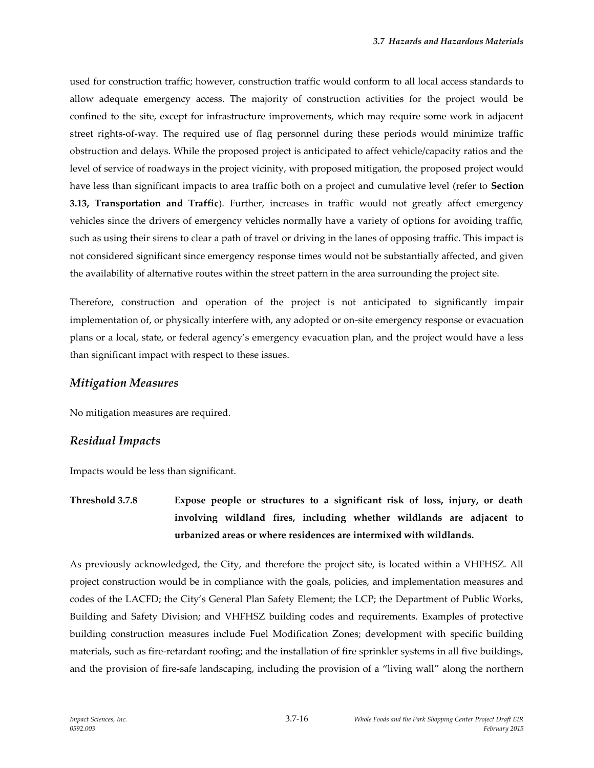used for construction traffic; however, construction traffic would conform to all local access standards to allow adequate emergency access. The majority of construction activities for the project would be confined to the site, except for infrastructure improvements, which may require some work in adjacent street rights-of-way. The required use of flag personnel during these periods would minimize traffic obstruction and delays. While the proposed project is anticipated to affect vehicle/capacity ratios and the level of service of roadways in the project vicinity, with proposed mitigation, the proposed project would have less than significant impacts to area traffic both on a project and cumulative level (refer to **Section 3.13, Transportation and Traffic**). Further, increases in traffic would not greatly affect emergency vehicles since the drivers of emergency vehicles normally have a variety of options for avoiding traffic, such as using their sirens to clear a path of travel or driving in the lanes of opposing traffic. This impact is not considered significant since emergency response times would not be substantially affected, and given the availability of alternative routes within the street pattern in the area surrounding the project site.

Therefore, construction and operation of the project is not anticipated to significantly impair implementation of, or physically interfere with, any adopted or on-site emergency response or evacuation plans or a local, state, or federal agency's emergency evacuation plan, and the project would have a less than significant impact with respect to these issues.

## *Mitigation Measures*

No mitigation measures are required.

## *Residual Impacts*

Impacts would be less than significant.

**Threshold 3.7.8 Expose people or structures to a significant risk of loss, injury, or death involving wildland fires, including whether wildlands are adjacent to urbanized areas or where residences are intermixed with wildlands.**

As previously acknowledged, the City, and therefore the project site, is located within a VHFHSZ. All project construction would be in compliance with the goals, policies, and implementation measures and codes of the LACFD; the City's General Plan Safety Element; the LCP; the Department of Public Works, Building and Safety Division; and VHFHSZ building codes and requirements. Examples of protective building construction measures include Fuel Modification Zones; development with specific building materials, such as fire-retardant roofing; and the installation of fire sprinkler systems in all five buildings, and the provision of fire-safe landscaping, including the provision of a "living wall" along the northern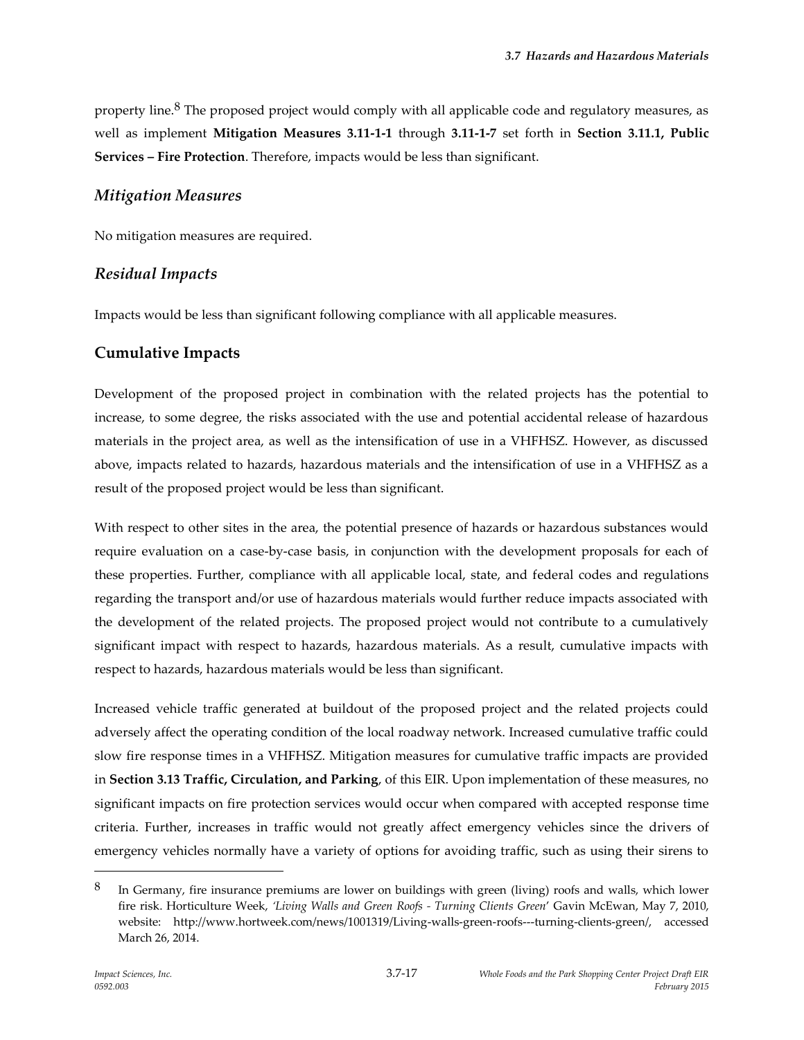property line.[8] The proposed project would comply with all applicable code and regulatory measures, as well as implement **Mitigation Measures 3.11-1-1** through **3.11-1-7** set forth in **Section 3.11.1, Public Services – Fire Protection**. Therefore, impacts would be less than significant.

### *Mitigation Measures*

No mitigation measures are required.

### *Residual Impacts*

Impacts would be less than significant following compliance with all applicable measures.

## Cumulative Impacts

Development of the proposed project in combination with the related projects has the potential to increase, to some degree, the risks associated with the use and potential accidental release of hazardous materials in the project area, as well as the intensification of use in a VHFHSZ. However, as discussed above, impacts related to hazards, hazardous materials and the intensification of use in a VHFHSZ as a result of the proposed project would be less than significant.

With respect to other sites in the area, the potential presence of hazards or hazardous substances would require evaluation on a case-by-case basis, in conjunction with the development proposals for each of these properties. Further, compliance with all applicable local, state, and federal codes and regulations regarding the transport and/or use of hazardous materials would further reduce impacts associated with the development of the related projects. The proposed project would not contribute to a cumulatively significant impact with respect to hazards, hazardous materials. As a result, cumulative impacts with respect to hazards, hazardous materials would be less than significant.

Increased vehicle traffic generated at buildout of the proposed project and the related projects could adversely affect the operating condition of the local roadway network. Increased cumulative traffic could slow fire response times in a VHFHSZ. Mitigation measures for cumulative traffic impacts are provided in **Section 3.13 Traffic, Circulation, and Parking**, of this EIR. Upon implementation of these measures, no significant impacts on fire protection services would occur when compared with accepted response time criteria. Further, increases in traffic would not greatly affect emergency vehicles since the drivers of emergency vehicles normally have a variety of options for avoiding traffic, such as using their sirens to

---

[8] In Germany, fire insurance premiums are lower on buildings with green (living) roofs and walls, which lower fire risk. Horticulture Week, *'Living Walls and Green Roofs - Turning Clients Green'* Gavin McEwan, May 7, 2010, website: http://www.hortweek.com/news/1001319/Living-walls-green-roofs---turning-clients-green/, accessed March 26, 2014.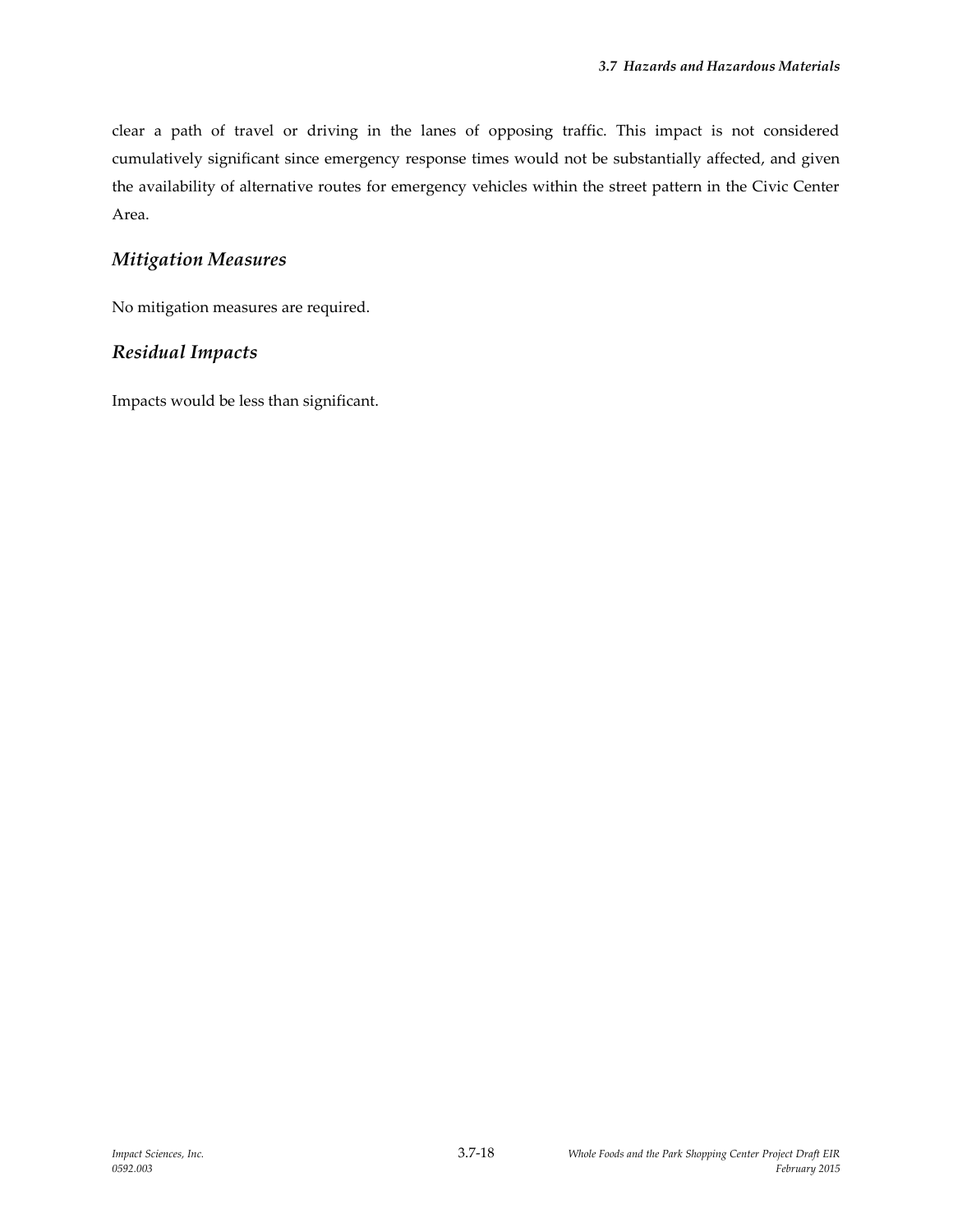clear a path of travel or driving in the lanes of opposing traffic. This impact is not considered cumulatively significant since emergency response times would not be substantially affected, and given the availability of alternative routes for emergency vehicles within the street pattern in the Civic Center Area.

## *Mitigation Measures*

No mitigation measures are required.

## *Residual Impacts*

Impacts would be less than significant.